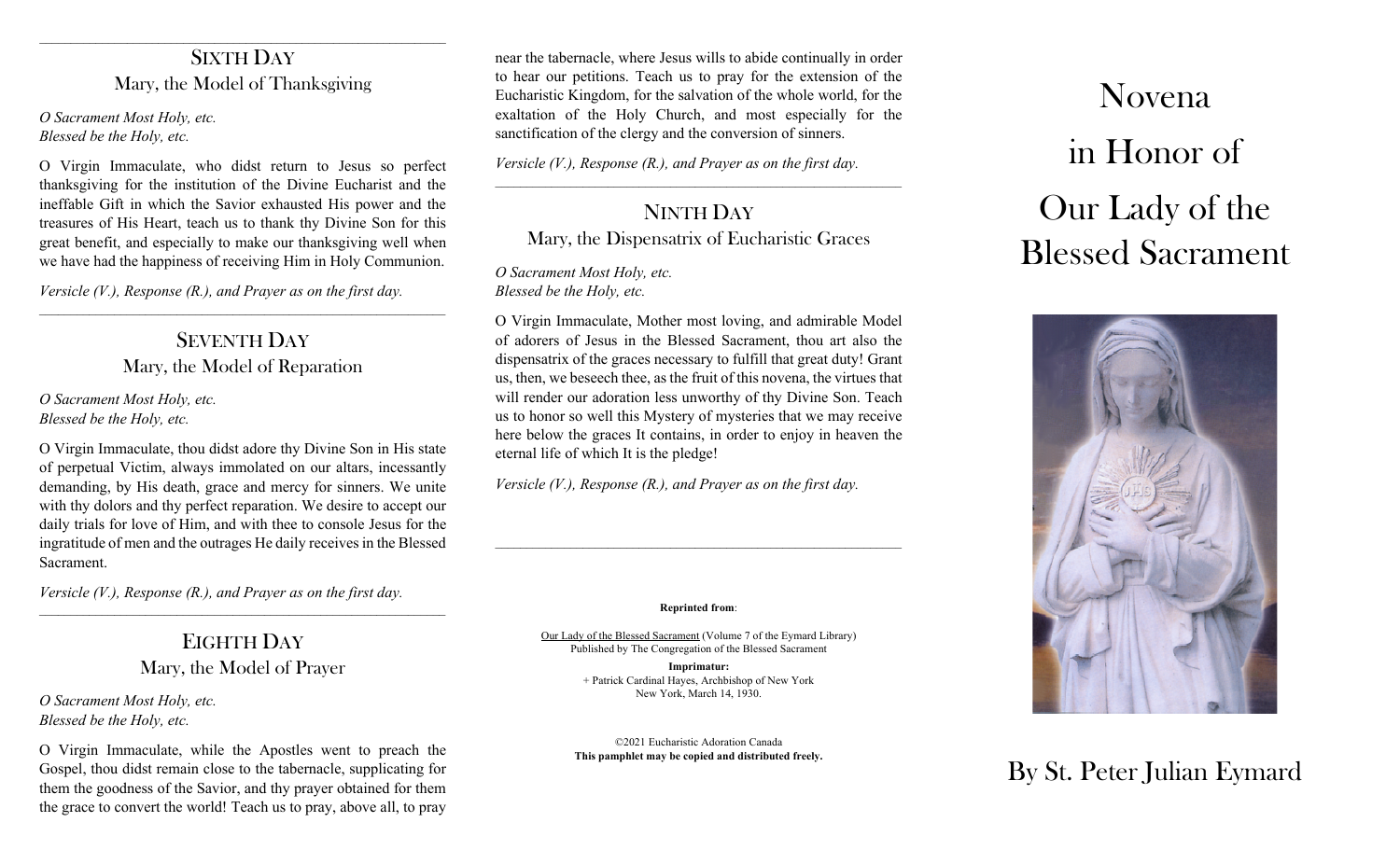## Sixth Day

### Mary, the Model of Thanksgiving

*O Sacrament Most Holy, etc.*
*Blessed be the Holy, etc.*

O Virgin Immaculate, who didst return to Jesus so perfect thanksgiving for the institution of the Divine Eucharist and the ineffable Gift in which the Savior exhausted His power and the treasures of His Heart, teach us to thank thy Divine Son for this great benefit, and especially to make our thanksgiving well when we have had the happiness of receiving Him in Holy Communion.

*Versicle (V.), Response (R.), and Prayer as on the first day.*

---

## Seventh Day

### Mary, the Model of Reparation

*O Sacrament Most Holy, etc.*
*Blessed be the Holy, etc.*

O Virgin Immaculate, thou didst adore thy Divine Son in His state of perpetual Victim, always immolated on our altars, incessantly demanding, by His death, grace and mercy for sinners. We unite with thy dolors and thy perfect reparation. We desire to accept our daily trials for love of Him, and with thee to console Jesus for the ingratitude of men and the outrages He daily receives in the Blessed Sacrament.

*Versicle (V.), Response (R.), and Prayer as on the first day.*

---

## Eighth Day

### Mary, the Model of Prayer

*O Sacrament Most Holy, etc.*
*Blessed be the Holy, etc.*

O Virgin Immaculate, while the Apostles went to preach the Gospel, thou didst remain close to the tabernacle, supplicating for them the goodness of the Savior, and thy prayer obtained for them the grace to convert the world! Teach us to pray, above all, to pray near the tabernacle, where Jesus wills to abide continually in order to hear our petitions. Teach us to pray for the extension of the Eucharistic Kingdom, for the salvation of the whole world, for the exaltation of the Holy Church, and most especially for the sanctification of the clergy and the conversion of sinners.

*Versicle (V.), Response (R.), and Prayer as on the first day.*

---

## Ninth Day

### Mary, the Dispensatrix of Eucharistic Graces

*O Sacrament Most Holy, etc.*
*Blessed be the Holy, etc.*

O Virgin Immaculate, Mother most loving, and admirable Model of adorers of Jesus in the Blessed Sacrament, thou art also the dispensatrix of the graces necessary to fulfill that great duty! Grant us, then, we beseech thee, as the fruit of this novena, the virtues that will render our adoration less unworthy of thy Divine Son. Teach us to honor so well this Mystery of mysteries that we may receive here below the graces It contains, in order to enjoy in heaven the eternal life of which It is the pledge!

*Versicle (V.), Response (R.), and Prayer as on the first day.*

---

**Reprinted from**:

Our Lady of the Blessed Sacrament (Volume 7 of the Eymard Library)
Published by The Congregation of the Blessed Sacrament

**Imprimatur:**
+ Patrick Cardinal Hayes, Archbishop of New York
New York, March 14, 1930.

©2021 Eucharistic Adoration Canada
**This pamphlet may be copied and distributed freely.**

# Novena in Honor of Our Lady of the Blessed Sacrament

By St. Peter Julian Eymard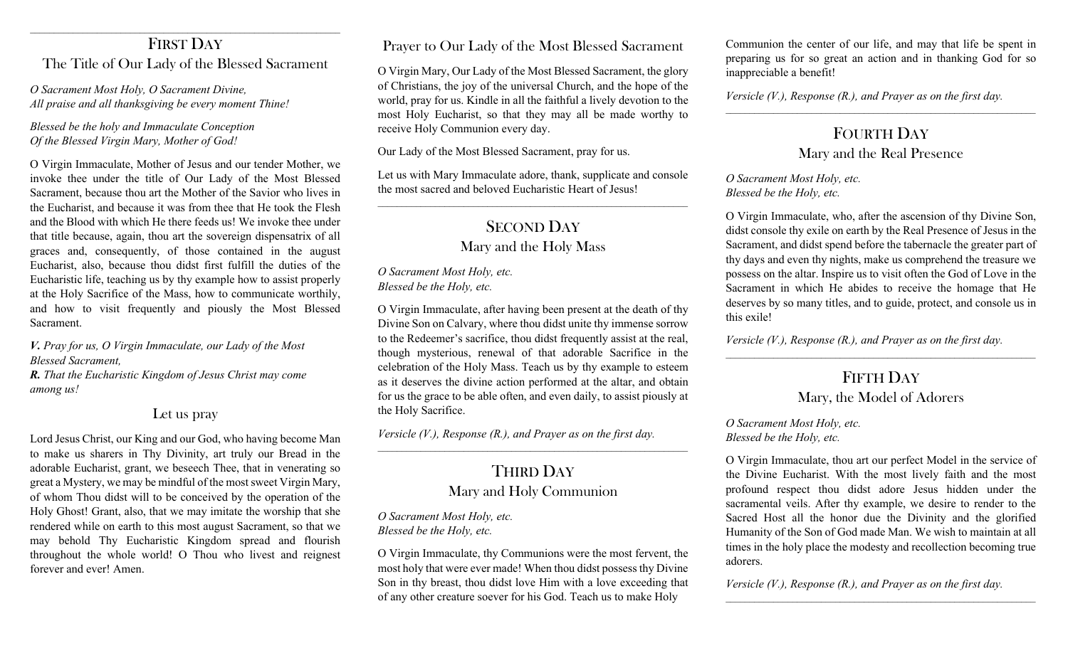## First Day

### The Title of Our Lady of the Blessed Sacrament

*O Sacrament Most Holy, O Sacrament Divine,*
*All praise and all thanksgiving be every moment Thine!*

*Blessed be the holy and Immaculate Conception*
*Of the Blessed Virgin Mary, Mother of God!*

O Virgin Immaculate, Mother of Jesus and our tender Mother, we invoke thee under the title of Our Lady of the Most Blessed Sacrament, because thou art the Mother of the Savior who lives in the Eucharist, and because it was from thee that He took the Flesh and the Blood with which He there feeds us! We invoke thee under that title because, again, thou art the sovereign dispensatrix of all graces and, consequently, of those contained in the august Eucharist, also, because thou didst first fulfill the duties of the Eucharistic life, teaching us by thy example how to assist properly at the Holy Sacrifice of the Mass, how to communicate worthily, and how to visit frequently and piously the Most Blessed Sacrament.

***V.*** *Pray for us, O Virgin Immaculate, our Lady of the Most Blessed Sacrament,*
***R.*** *That the Eucharistic Kingdom of Jesus Christ may come among us!*

### Let us pray

Lord Jesus Christ, our King and our God, who having become Man to make us sharers in Thy Divinity, art truly our Bread in the adorable Eucharist, grant, we beseech Thee, that in venerating so great a Mystery, we may be mindful of the most sweet Virgin Mary, of whom Thou didst will to be conceived by the operation of the Holy Ghost! Grant, also, that we may imitate the worship that she rendered while on earth to this most august Sacrament, so that we may behold Thy Eucharistic Kingdom spread and flourish throughout the whole world! O Thou who livest and reignest forever and ever! Amen.

### Prayer to Our Lady of the Most Blessed Sacrament

O Virgin Mary, Our Lady of the Most Blessed Sacrament, the glory of Christians, the joy of the universal Church, and the hope of the world, pray for us. Kindle in all the faithful a lively devotion to the most Holy Eucharist, so that they may all be made worthy to receive Holy Communion every day.

Our Lady of the Most Blessed Sacrament, pray for us.

Let us with Mary Immaculate adore, thank, supplicate and console the most sacred and beloved Eucharistic Heart of Jesus!

---

## Second Day

### Mary and the Holy Mass

*O Sacrament Most Holy, etc.*
*Blessed be the Holy, etc.*

O Virgin Immaculate, after having been present at the death of thy Divine Son on Calvary, where thou didst unite thy immense sorrow to the Redeemer's sacrifice, thou didst frequently assist at the real, though mysterious, renewal of that adorable Sacrifice in the celebration of the Holy Mass. Teach us by thy example to esteem as it deserves the divine action performed at the altar, and obtain for us the grace to be able often, and even daily, to assist piously at the Holy Sacrifice.

*Versicle (V.), Response (R.), and Prayer as on the first day.*

---

## Third Day

### Mary and Holy Communion

*O Sacrament Most Holy, etc.*
*Blessed be the Holy, etc.*

O Virgin Immaculate, thy Communions were the most fervent, the most holy that were ever made! When thou didst possess thy Divine Son in thy breast, thou didst love Him with a love exceeding that of any other creature soever for his God. Teach us to make Holy Communion the center of our life, and may that life be spent in preparing us for so great an action and in thanking God for so inappreciable a benefit!

*Versicle (V.), Response (R.), and Prayer as on the first day.*

---

## Fourth Day

### Mary and the Real Presence

*O Sacrament Most Holy, etc.*
*Blessed be the Holy, etc.*

O Virgin Immaculate, who, after the ascension of thy Divine Son, didst console thy exile on earth by the Real Presence of Jesus in the Sacrament, and didst spend before the tabernacle the greater part of thy days and even thy nights, make us comprehend the treasure we possess on the altar. Inspire us to visit often the God of Love in the Sacrament in which He abides to receive the homage that He deserves by so many titles, and to guide, protect, and console us in this exile!

*Versicle (V.), Response (R.), and Prayer as on the first day.*

---

## Fifth Day

### Mary, the Model of Adorers

*O Sacrament Most Holy, etc.*
*Blessed be the Holy, etc.*

O Virgin Immaculate, thou art our perfect Model in the service of the Divine Eucharist. With the most lively faith and the most profound respect thou didst adore Jesus hidden under the sacramental veils. After thy example, we desire to render to the Sacred Host all the honor due the Divinity and the glorified Humanity of the Son of God made Man. We wish to maintain at all times in the holy place the modesty and recollection becoming true adorers.

*Versicle (V.), Response (R.), and Prayer as on the first day.*